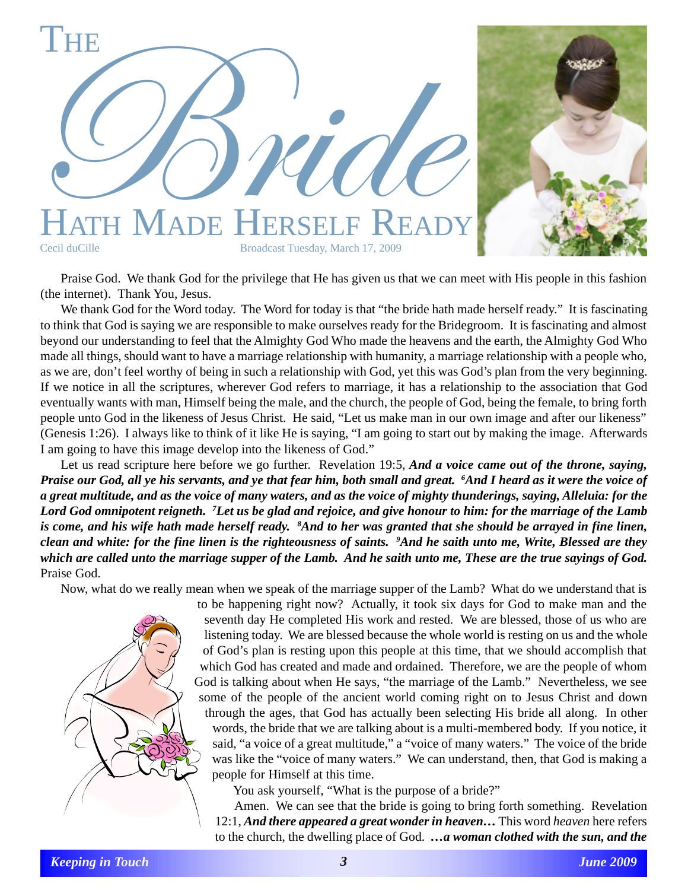# The Bride Hath Made Herself Ready

Cecil duCille

Broadcast Tuesday, March 17, 2009

Praise God. We thank God for the privilege that He has given us that we can meet with His people in this fashion (the internet). Thank You, Jesus.

We thank God for the Word today. The Word for today is that "the bride hath made herself ready." It is fascinating to think that God is saying we are responsible to make ourselves ready for the Bridegroom. It is fascinating and almost beyond our understanding to feel that the Almighty God Who made the heavens and the earth, the Almighty God Who made all things, should want to have a marriage relationship with humanity, a marriage relationship with a people who, as we are, don't feel worthy of being in such a relationship with God, yet this was God's plan from the very beginning. If we notice in all the scriptures, wherever God refers to marriage, it has a relationship to the association that God eventually wants with man, Himself being the male, and the church, the people of God, being the female, to bring forth people unto God in the likeness of Jesus Christ. He said, "Let us make man in our own image and after our likeness" (Genesis 1:26). I always like to think of it like He is saying, "I am going to start out by making the image. Afterwards I am going to have this image develop into the likeness of God."

Let us read scripture here before we go further. Revelation 19:5, ***And a voice came out of the throne, saying, Praise our God, all ye his servants, and ye that fear him, both small and great. [6]And I heard as it were the voice of a great multitude, and as the voice of many waters, and as the voice of mighty thunderings, saying, Alleluia: for the Lord God omnipotent reigneth. [7]Let us be glad and rejoice, and give honour to him: for the marriage of the Lamb is come, and his wife hath made herself ready. [8]And to her was granted that she should be arrayed in fine linen, clean and white: for the fine linen is the righteousness of saints. [9]And he saith unto me, Write, Blessed are they which are called unto the marriage supper of the Lamb. And he saith unto me, These are the true sayings of God.*** Praise God.

Now, what do we really mean when we speak of the marriage supper of the Lamb? What do we understand that is to be happening right now? Actually, it took six days for God to make man and the seventh day He completed His work and rested. We are blessed, those of us who are listening today. We are blessed because the whole world is resting on us and the whole of God's plan is resting upon this people at this time, that we should accomplish that which God has created and made and ordained. Therefore, we are the people of whom God is talking about when He says, "the marriage of the Lamb." Nevertheless, we see some of the people of the ancient world coming right on to Jesus Christ and down through the ages, that God has actually been selecting His bride all along. In other words, the bride that we are talking about is a multi-membered body. If you notice, it said, "a voice of a great multitude," a "voice of many waters." The voice of the bride was like the "voice of many waters." We can understand, then, that God is making a people for Himself at this time.

You ask yourself, "What is the purpose of a bride?"

Amen. We can see that the bride is going to bring forth something. Revelation 12:1, ***And there appeared a great wonder in heaven…*** This word *heaven* here refers to the church, the dwelling place of God. ***…a woman clothed with the sun, and the***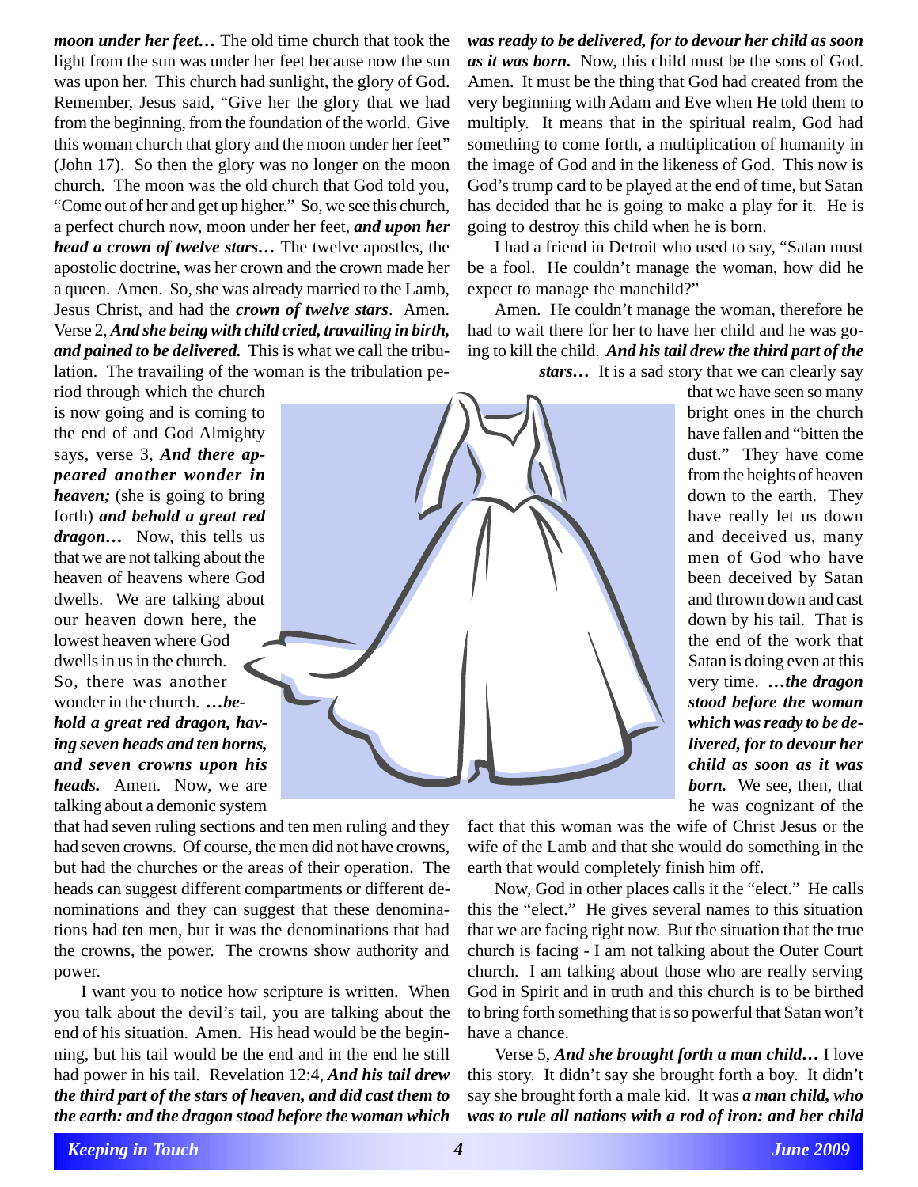***moon under her feet…*** The old time church that took the light from the sun was under her feet because now the sun was upon her. This church had sunlight, the glory of God. Remember, Jesus said, "Give her the glory that we had from the beginning, from the foundation of the world. Give this woman church that glory and the moon under her feet" (John 17). So then the glory was no longer on the moon church. The moon was the old church that God told you, "Come out of her and get up higher." So, we see this church, a perfect church now, moon under her feet, ***and upon her head a crown of twelve stars…*** The twelve apostles, the apostolic doctrine, was her crown and the crown made her a queen. Amen. So, she was already married to the Lamb, Jesus Christ, and had the ***crown of twelve stars***. Amen. Verse 2, ***And she being with child cried, travailing in birth, and pained to be delivered.*** This is what we call the tribulation. The travailing of the woman is the tribulation period through which the church is now going and is coming to the end of and God Almighty says, verse 3, ***And there appeared another wonder in heaven;*** (she is going to bring forth) ***and behold a great red dragon…*** Now, this tells us that we are not talking about the heaven of heavens where God dwells. We are talking about our heaven down here, the lowest heaven where God dwells in us in the church. So, there was another wonder in the church. ***…behold a great red dragon, having seven heads and ten horns, and seven crowns upon his heads.*** Amen. Now, we are talking about a demonic system that had seven ruling sections and ten men ruling and they had seven crowns. Of course, the men did not have crowns, but had the churches or the areas of their operation. The heads can suggest different compartments or different denominations and they can suggest that these denominations had ten men, but it was the denominations that had the crowns, the power. The crowns show authority and power.

I want you to notice how scripture is written. When you talk about the devil's tail, you are talking about the end of his situation. Amen. His head would be the beginning, but his tail would be the end and in the end he still had power in his tail. Revelation 12:4, ***And his tail drew the third part of the stars of heaven, and did cast them to the earth: and the dragon stood before the woman which was ready to be delivered, for to devour her child as soon as it was born.*** Now, this child must be the sons of God. Amen. It must be the thing that God had created from the very beginning with Adam and Eve when He told them to multiply. It means that in the spiritual realm, God had something to come forth, a multiplication of humanity in the image of God and in the likeness of God. This now is God's trump card to be played at the end of time, but Satan has decided that he is going to make a play for it. He is going to destroy this child when he is born.

I had a friend in Detroit who used to say, "Satan must be a fool. He couldn't manage the woman, how did he expect to manage the manchild?"

Amen. He couldn't manage the woman, therefore he had to wait there for her to have her child and he was going to kill the child. ***And his tail drew the third part of the stars…*** It is a sad story that we can clearly say that we have seen so many bright ones in the church have fallen and "bitten the dust." They have come from the heights of heaven down to the earth. They have really let us down and deceived us, many men of God who have been deceived by Satan and thrown down and cast down by his tail. That is the end of the work that Satan is doing even at this very time. ***…the dragon stood before the woman which was ready to be delivered, for to devour her child as soon as it was born.*** We see, then, that he was cognizant of the fact that this woman was the wife of Christ Jesus or the wife of the Lamb and that she would do something in the earth that would completely finish him off.

Now, God in other places calls it the "elect." He calls this the "elect." He gives several names to this situation that we are facing right now. But the situation that the true church is facing - I am not talking about the Outer Court church. I am talking about those who are really serving God in Spirit and in truth and this church is to be birthed to bring forth something that is so powerful that Satan won't have a chance.

Verse 5, ***And she brought forth a man child…*** I love this story. It didn't say she brought forth a boy. It didn't say she brought forth a male kid. It was ***a man child, who was to rule all nations with a rod of iron: and her child***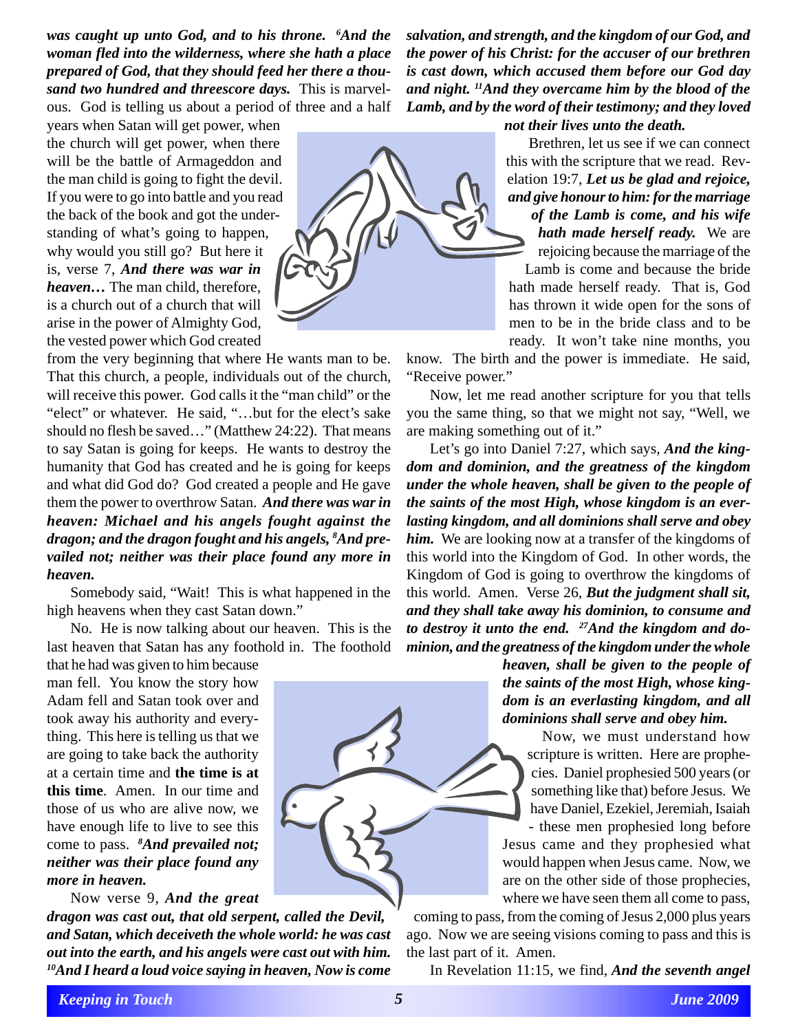*was caught up unto God, and to his throne.* [6]*And the woman fled into the wilderness, where she hath a place prepared of God, that they should feed her there a thousand two hundred and threescore days.* This is marvelous. God is telling us about a period of three and a half years when Satan will get power, when the church will get power, when there will be the battle of Armageddon and the man child is going to fight the devil. If you were to go into battle and you read the back of the book and got the understanding of what's going to happen, why would you still go? But here it is, verse 7, ***And there was war in heaven…*** The man child, therefore, is a church out of a church that will arise in the power of Almighty God, the vested power which God created from the very beginning that where He wants man to be. That this church, a people, individuals out of the church, will receive this power. God calls it the "man child" or the "elect" or whatever. He said, "…but for the elect's sake should no flesh be saved…" (Matthew 24:22). That means to say Satan is going for keeps. He wants to destroy the humanity that God has created and he is going for keeps and what did God do? God created a people and He gave them the power to overthrow Satan. ***And there was war in heaven: Michael and his angels fought against the dragon; and the dragon fought and his angels,*** [8]***And prevailed not; neither was their place found any more in heaven.***

Somebody said, "Wait! This is what happened in the high heavens when they cast Satan down."

No. He is now talking about our heaven. This is the last heaven that Satan has any foothold in. The foothold that he had was given to him because man fell. You know the story how Adam fell and Satan took over and took away his authority and everything. This here is telling us that we are going to take back the authority at a certain time and **the time is at this time**. Amen. In our time and those of us who are alive now, we have enough life to live to see this come to pass. [8]***And prevailed not; neither was their place found any more in heaven.***

Now verse 9, ***And the great dragon was cast out, that old serpent, called the Devil, and Satan, which deceiveth the whole world: he was cast out into the earth, and his angels were cast out with him.*** [10]***And I heard a loud voice saying in heaven, Now is come salvation, and strength, and the kingdom of our God, and the power of his Christ: for the accuser of our brethren is cast down, which accused them before our God day and night.*** [11]***And they overcame him by the blood of the Lamb, and by the word of their testimony; and they loved not their lives unto the death.***

Brethren, let us see if we can connect this with the scripture that we read. Revelation 19:7, ***Let us be glad and rejoice, and give honour to him: for the marriage of the Lamb is come, and his wife hath made herself ready.*** We are rejoicing because the marriage of the Lamb is come and because the bride hath made herself ready. That is, God has thrown it wide open for the sons of men to be in the bride class and to be ready. It won't take nine months, you know. The birth and the power is immediate. He said, "Receive power."

Now, let me read another scripture for you that tells you the same thing, so that we might not say, "Well, we are making something out of it."

Let's go into Daniel 7:27, which says, ***And the kingdom and dominion, and the greatness of the kingdom under the whole heaven, shall be given to the people of the saints of the most High, whose kingdom is an everlasting kingdom, and all dominions shall serve and obey him.*** We are looking now at a transfer of the kingdoms of this world into the Kingdom of God. In other words, the Kingdom of God is going to overthrow the kingdoms of this world. Amen. Verse 26, ***But the judgment shall sit, and they shall take away his dominion, to consume and to destroy it unto the end.*** [27]***And the kingdom and dominion, and the greatness of the kingdom under the whole heaven, shall be given to the people of the saints of the most High, whose kingdom is an everlasting kingdom, and all dominions shall serve and obey him.***

Now, we must understand how scripture is written. Here are prophecies. Daniel prophesied 500 years (or something like that) before Jesus. We have Daniel, Ezekiel, Jeremiah, Isaiah - these men prophesied long before Jesus came and they prophesied what would happen when Jesus came. Now, we are on the other side of those prophecies, where we have seen them all come to pass, coming to pass, from the coming of Jesus 2,000 plus years ago. Now we are seeing visions coming to pass and this is the last part of it. Amen.

In Revelation 11:15, we find, ***And the seventh angel***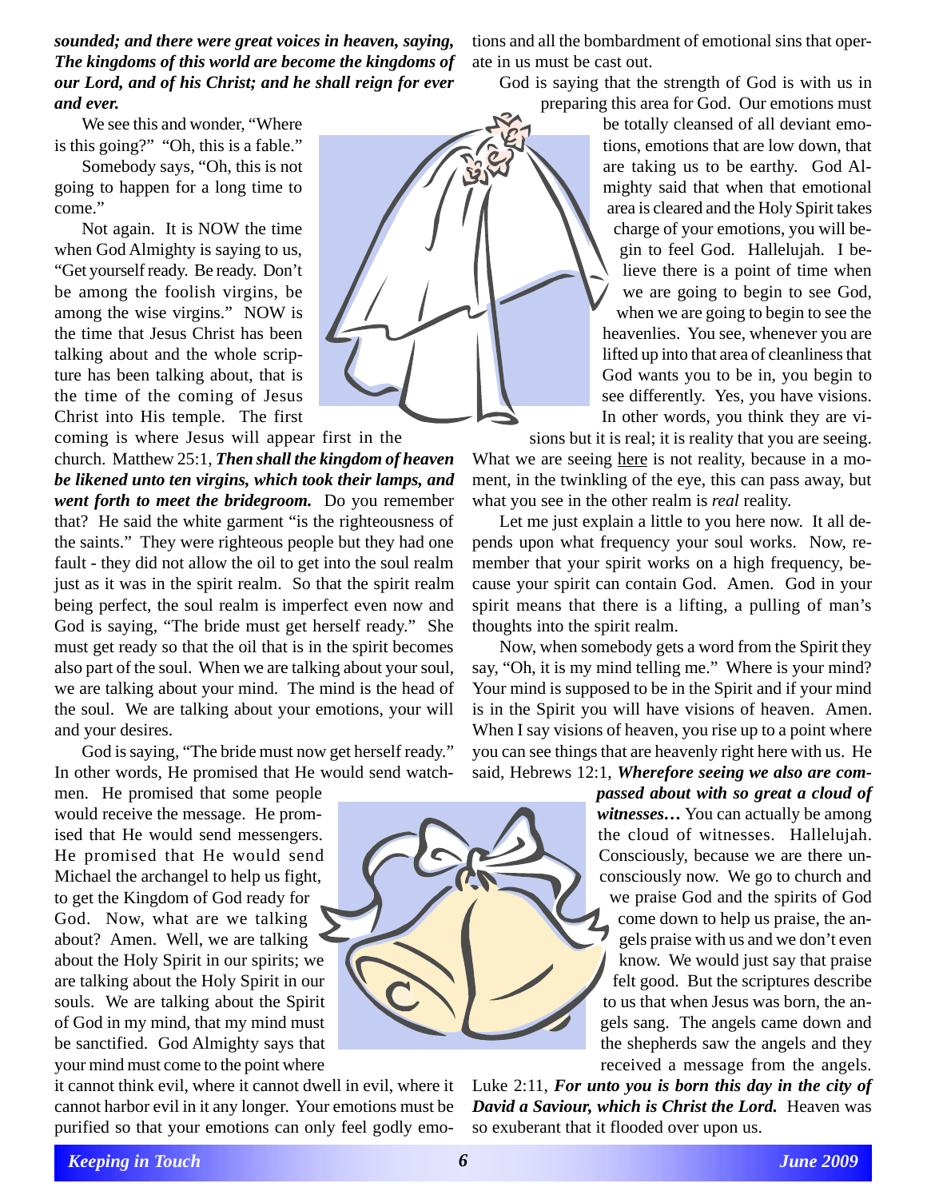***sounded; and there were great voices in heaven, saying, The kingdoms of this world are become the kingdoms of our Lord, and of his Christ; and he shall reign for ever and ever.***

We see this and wonder, "Where is this going?" "Oh, this is a fable."

Somebody says, "Oh, this is not going to happen for a long time to come."

Not again. It is NOW the time when God Almighty is saying to us, "Get yourself ready. Be ready. Don't be among the foolish virgins, be among the wise virgins." NOW is the time that Jesus Christ has been talking about and the whole scripture has been talking about, that is the time of the coming of Jesus Christ into His temple. The first coming is where Jesus will appear first in the church. Matthew 25:1, ***Then shall the kingdom of heaven be likened unto ten virgins, which took their lamps, and went forth to meet the bridegroom.*** Do you remember that? He said the white garment "is the righteousness of the saints." They were righteous people but they had one fault - they did not allow the oil to get into the soul realm just as it was in the spirit realm. So that the spirit realm being perfect, the soul realm is imperfect even now and God is saying, "The bride must get herself ready." She must get ready so that the oil that is in the spirit becomes also part of the soul. When we are talking about your soul, we are talking about your mind. The mind is the head of the soul. We are talking about your emotions, your will and your desires.

God is saying, "The bride must now get herself ready." In other words, He promised that He would send watchmen. He promised that some people would receive the message. He promised that He would send messengers. He promised that He would send Michael the archangel to help us fight, to get the Kingdom of God ready for God. Now, what are we talking about? Amen. Well, we are talking about the Holy Spirit in our spirits; we are talking about the Holy Spirit in our souls. We are talking about the Spirit of God in my mind, that my mind must be sanctified. God Almighty says that your mind must come to the point where it cannot think evil, where it cannot dwell in evil, where it cannot harbor evil in it any longer. Your emotions must be purified so that your emotions can only feel godly emotions and all the bombardment of emotional sins that operate in us must be cast out.

God is saying that the strength of God is with us in preparing this area for God. Our emotions must be totally cleansed of all deviant emotions, emotions that are low down, that are taking us to be earthy. God Almighty said that when that emotional area is cleared and the Holy Spirit takes charge of your emotions, you will begin to feel God. Hallelujah. I believe there is a point of time when we are going to begin to see God, when we are going to begin to see the heavenlies. You see, whenever you are lifted up into that area of cleanliness that God wants you to be in, you begin to see differently. Yes, you have visions. In other words, you think they are visions but it is real; it is reality that you are seeing. What we are seeing <u>here</u> is not reality, because in a moment, in the twinkling of the eye, this can pass away, but what you see in the other realm is *real* reality.

Let me just explain a little to you here now. It all depends upon what frequency your soul works. Now, remember that your spirit works on a high frequency, because your spirit can contain God. Amen. God in your spirit means that there is a lifting, a pulling of man's thoughts into the spirit realm.

Now, when somebody gets a word from the Spirit they say, "Oh, it is my mind telling me." Where is your mind? Your mind is supposed to be in the Spirit and if your mind is in the Spirit you will have visions of heaven. Amen. When I say visions of heaven, you rise up to a point where you can see things that are heavenly right here with us. He said, Hebrews 12:1, ***Wherefore seeing we also are compassed about with so great a cloud of witnesses…*** You can actually be among the cloud of witnesses. Hallelujah. Consciously, because we are there unconsciously now. We go to church and we praise God and the spirits of God come down to help us praise, the angels praise with us and we don't even know. We would just say that praise felt good. But the scriptures describe to us that when Jesus was born, the angels sang. The angels came down and the shepherds saw the angels and they received a message from the angels. Luke 2:11, ***For unto you is born this day in the city of David a Saviour, which is Christ the Lord.*** Heaven was so exuberant that it flooded over upon us.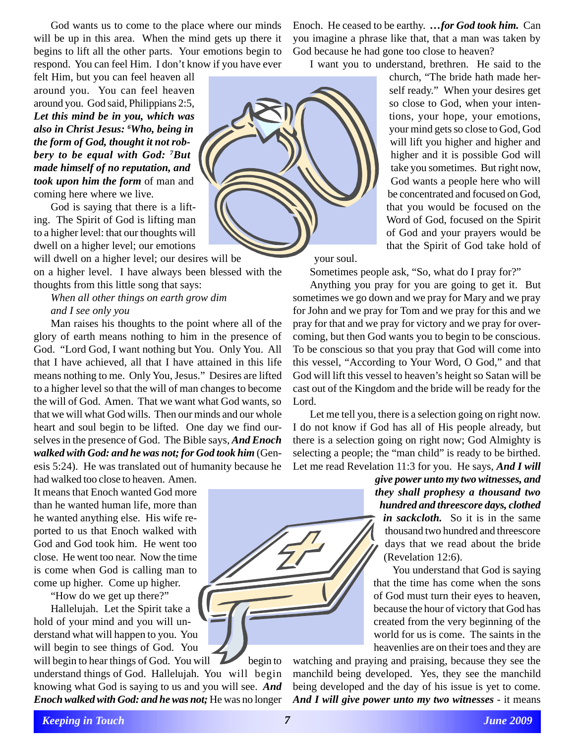God wants us to come to the place where our minds will be up in this area. When the mind gets up there it begins to lift all the other parts. Your emotions begin to respond. You can feel Him. I don't know if you have ever felt Him, but you can feel heaven all around you. You can feel heaven around you. God said, Philippians 2:5, ***Let this mind be in you, which was also in Christ Jesus: [6]Who, being in the form of God, thought it not robbery to be equal with God: [7]But made himself of no reputation, and took upon him the form*** of man and coming here where we live.

God is saying that there is a lifting. The Spirit of God is lifting man to a higher level: that our thoughts will dwell on a higher level; our emotions will dwell on a higher level; our desires will be on a higher level. I have always been blessed with the thoughts from this little song that says:

*When all other things on earth grow dim*
*and I see only you*

Man raises his thoughts to the point where all of the glory of earth means nothing to him in the presence of God. "Lord God, I want nothing but You. Only You. All that I have achieved, all that I have attained in this life means nothing to me. Only You, Jesus." Desires are lifted to a higher level so that the will of man changes to become the will of God. Amen. That we want what God wants, so that we will what God wills. Then our minds and our whole heart and soul begin to be lifted. One day we find ourselves in the presence of God. The Bible says, ***And Enoch walked with God: and he was not; for God took him*** (Genesis 5:24). He was translated out of humanity because he had walked too close to heaven. Amen. It means that Enoch wanted God more than he wanted human life, more than he wanted anything else. His wife reported to us that Enoch walked with God and God took him. He went too close. He went too near. Now the time is come when God is calling man to come up higher. Come up higher.

"How do we get up there?"

Hallelujah. Let the Spirit take a hold of your mind and you will understand what will happen to you. You will begin to see things of God. You will begin to hear things of God. You will begin to understand things of God. Hallelujah. You will begin knowing what God is saying to us and you will see. ***And Enoch walked with God: and he was not;*** He was no longer Enoch. He ceased to be earthy. ***…for God took him.*** Can you imagine a phrase like that, that a man was taken by God because he had gone too close to heaven?

I want you to understand, brethren. He said to the church, "The bride hath made herself ready." When your desires get so close to God, when your intentions, your hope, your emotions, your mind gets so close to God, God will lift you higher and higher and higher and it is possible God will take you sometimes. But right now, God wants a people here who will be concentrated and focused on God, that you would be focused on the Word of God, focused on the Spirit of God and your prayers would be that the Spirit of God take hold of your soul.

Sometimes people ask, "So, what do I pray for?"

Anything you pray for you are going to get it. But sometimes we go down and we pray for Mary and we pray for John and we pray for Tom and we pray for this and we pray for that and we pray for victory and we pray for overcoming, but then God wants you to begin to be conscious. To be conscious so that you pray that God will come into this vessel, "According to Your Word, O God," and that God will lift this vessel to heaven's height so Satan will be cast out of the Kingdom and the bride will be ready for the Lord.

Let me tell you, there is a selection going on right now. I do not know if God has all of His people already, but there is a selection going on right now; God Almighty is selecting a people; the "man child" is ready to be birthed. Let me read Revelation 11:3 for you. He says, ***And I will give power unto my two witnesses, and they shall prophesy a thousand two hundred and threescore days, clothed in sackcloth.*** So it is in the same thousand two hundred and threescore days that we read about the bride (Revelation 12:6).

You understand that God is saying that the time has come when the sons of God must turn their eyes to heaven, because the hour of victory that God has created from the very beginning of the world for us is come. The saints in the heavenlies are on their toes and they are watching and praying and praising, because they see the manchild being developed. Yes, they see the manchild being developed and the day of his issue is yet to come. ***And I will give power unto my two witnesses*** - it means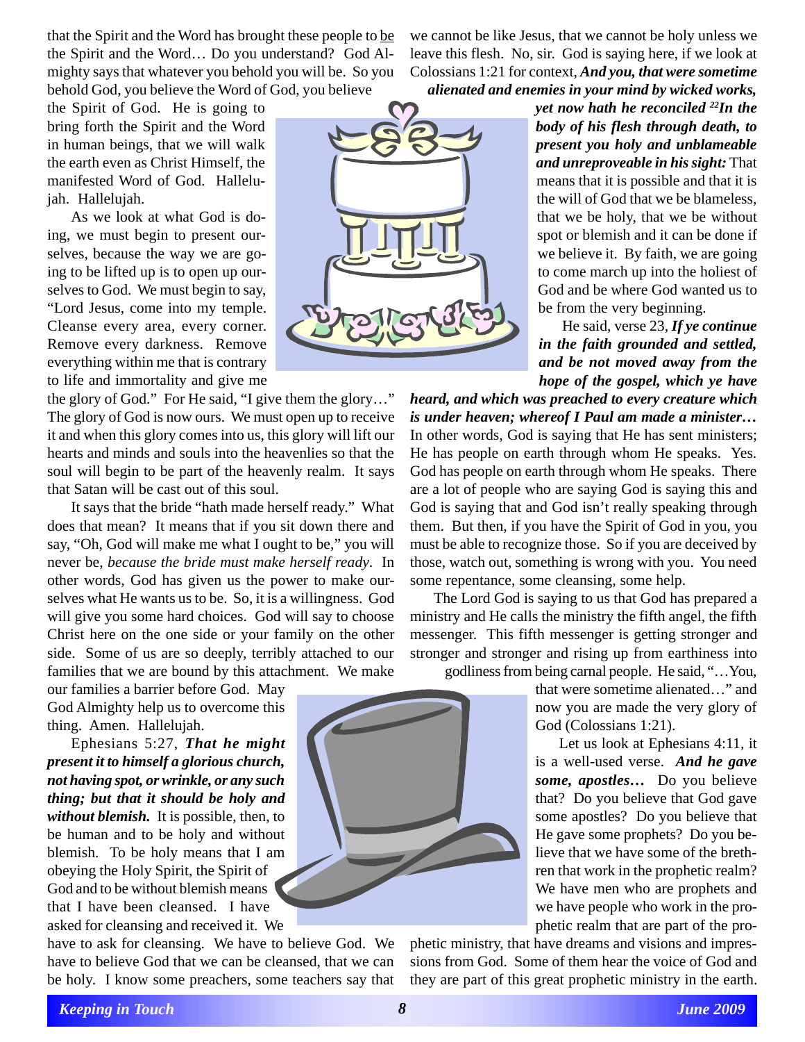that the Spirit and the Word has brought these people to be the Spirit and the Word… Do you understand? God Almighty says that whatever you behold you will be. So you behold God, you believe the Word of God, you believe the Spirit of God. He is going to bring forth the Spirit and the Word in human beings, that we will walk the earth even as Christ Himself, the manifested Word of God. Hallelujah. Hallelujah.

As we look at what God is doing, we must begin to present ourselves, because the way we are going to be lifted up is to open up ourselves to God. We must begin to say, "Lord Jesus, come into my temple. Cleanse every area, every corner. Remove every darkness. Remove everything within me that is contrary to life and immortality and give me the glory of God." For He said, "I give them the glory…" The glory of God is now ours. We must open up to receive it and when this glory comes into us, this glory will lift our hearts and minds and souls into the heavenlies so that the soul will begin to be part of the heavenly realm. It says that Satan will be cast out of this soul.

It says that the bride "hath made herself ready." What does that mean? It means that if you sit down there and say, "Oh, God will make me what I ought to be," you will never be, *because the bride must make herself ready*. In other words, God has given us the power to make ourselves what He wants us to be. So, it is a willingness. God will give you some hard choices. God will say to choose Christ here on the one side or your family on the other side. Some of us are so deeply, terribly attached to our families that we are bound by this attachment. We make our families a barrier before God. May God Almighty help us to overcome this thing. Amen. Hallelujah.

Ephesians 5:27, ***That he might present it to himself a glorious church, not having spot, or wrinkle, or any such thing; but that it should be holy and without blemish.*** It is possible, then, to be human and to be holy and without blemish. To be holy means that I am obeying the Holy Spirit, the Spirit of God and to be without blemish means that I have been cleansed. I have asked for cleansing and received it. We have to ask for cleansing. We have to believe God. We have to believe God that we can be cleansed, that we can be holy. I know some preachers, some teachers say that we cannot be like Jesus, that we cannot be holy unless we leave this flesh. No, sir. God is saying here, if we look at Colossians 1:21 for context, ***And you, that were sometime alienated and enemies in your mind by wicked works, yet now hath he reconciled [22]In the body of his flesh through death, to present you holy and unblameable and unreproveable in his sight:*** That means that it is possible and that it is the will of God that we be blameless, that we be holy, that we be without spot or blemish and it can be done if we believe it. By faith, we are going to come march up into the holiest of God and be where God wanted us to be from the very beginning.

He said, verse 23, ***If ye continue in the faith grounded and settled, and be not moved away from the hope of the gospel, which ye have heard, and which was preached to every creature which is under heaven; whereof I Paul am made a minister…*** In other words, God is saying that He has sent ministers; He has people on earth through whom He speaks. Yes. God has people on earth through whom He speaks. There are a lot of people who are saying God is saying this and God is saying that and God isn't really speaking through them. But then, if you have the Spirit of God in you, you must be able to recognize those. So if you are deceived by those, watch out, something is wrong with you. You need some repentance, some cleansing, some help.

The Lord God is saying to us that God has prepared a ministry and He calls the ministry the fifth angel, the fifth messenger. This fifth messenger is getting stronger and stronger and stronger and rising up from earthiness into godliness from being carnal people. He said, "…You, that were sometime alienated…" and now you are made the very glory of God (Colossians 1:21).

Let us look at Ephesians 4:11, it is a well-used verse. ***And he gave some, apostles…*** Do you believe that? Do you believe that God gave some apostles? Do you believe that He gave some prophets? Do you believe that we have some of the brethren that work in the prophetic realm? We have men who are prophets and we have people who work in the prophetic realm that are part of the prophetic ministry, that have dreams and visions and impressions from God. Some of them hear the voice of God and they are part of this great prophetic ministry in the earth.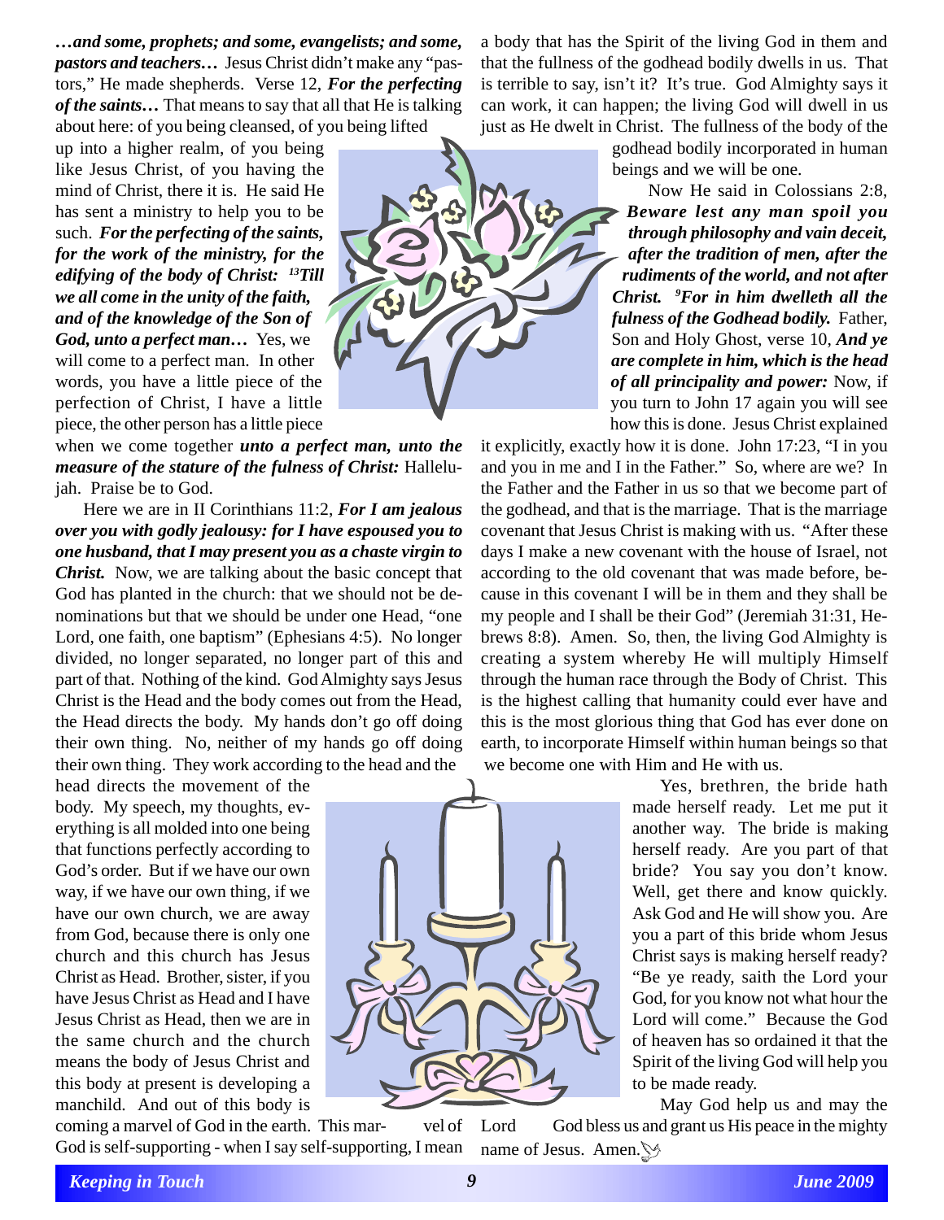*…and some, prophets; and some, evangelists; and some, pastors and teachers…* Jesus Christ didn't make any "pastors," He made shepherds. Verse 12, ***For the perfecting of the saints…*** That means to say that all that He is talking about here: of you being cleansed, of you being lifted up into a higher realm, of you being like Jesus Christ, of you having the mind of Christ, there it is. He said He has sent a ministry to help you to be such. ***For the perfecting of the saints, for the work of the ministry, for the edifying of the body of Christ: [13]Till we all come in the unity of the faith, and of the knowledge of the Son of God, unto a perfect man…*** Yes, we will come to a perfect man. In other words, you have a little piece of the perfection of Christ, I have a little piece, the other person has a little piece when we come together ***unto a perfect man, unto the measure of the stature of the fulness of Christ:*** Hallelujah. Praise be to God.

Here we are in II Corinthians 11:2, ***For I am jealous over you with godly jealousy: for I have espoused you to one husband, that I may present you as a chaste virgin to Christ.*** Now, we are talking about the basic concept that God has planted in the church: that we should not be denominations but that we should be under one Head, "one Lord, one faith, one baptism" (Ephesians 4:5). No longer divided, no longer separated, no longer part of this and part of that. Nothing of the kind. God Almighty says Jesus Christ is the Head and the body comes out from the Head, the Head directs the body. My hands don't go off doing their own thing. No, neither of my hands go off doing their own thing. They work according to the head and the head directs the movement of the body. My speech, my thoughts, everything is all molded into one being that functions perfectly according to God's order. But if we have our own way, if we have our own thing, if we have our own church, we are away from God, because there is only one church and this church has Jesus Christ as Head. Brother, sister, if you have Jesus Christ as Head and I have Jesus Christ as Head, then we are in the same church and the church means the body of Jesus Christ and this body at present is developing a manchild. And out of this body is coming a marvel of God in the earth. This marvel of God is self-supporting - when I say self-supporting, I mean a body that has the Spirit of the living God in them and that the fullness of the godhead bodily dwells in us. That is terrible to say, isn't it? It's true. God Almighty says it can work, it can happen; the living God will dwell in us just as He dwelt in Christ. The fullness of the body of the godhead bodily incorporated in human beings and we will be one.

Now He said in Colossians 2:8, ***Beware lest any man spoil you through philosophy and vain deceit, after the tradition of men, after the rudiments of the world, and not after Christ. [9]For in him dwelleth all the fulness of the Godhead bodily.*** Father, Son and Holy Ghost, verse 10, ***And ye are complete in him, which is the head of all principality and power:*** Now, if you turn to John 17 again you will see how this is done. Jesus Christ explained it explicitly, exactly how it is done. John 17:23, "I in you and you in me and I in the Father." So, where are we? In the Father and the Father in us so that we become part of the godhead, and that is the marriage. That is the marriage covenant that Jesus Christ is making with us. "After these days I make a new covenant with the house of Israel, not according to the old covenant that was made before, because in this covenant I will be in them and they shall be my people and I shall be their God" (Jeremiah 31:31, Hebrews 8:8). Amen. So, then, the living God Almighty is creating a system whereby He will multiply Himself through the human race through the Body of Christ. This is the highest calling that humanity could ever have and this is the most glorious thing that God has ever done on earth, to incorporate Himself within human beings so that we become one with Him and He with us.

Yes, brethren, the bride hath made herself ready. Let me put it another way. The bride is making herself ready. Are you part of that bride? You say you don't know. Well, get there and know quickly. Ask God and He will show you. Are you a part of this bride whom Jesus Christ says is making herself ready? "Be ye ready, saith the Lord your God, for you know not what hour the Lord will come." Because the God of heaven has so ordained it that the Spirit of the living God will help you to be made ready.

May God help us and may the Lord God bless us and grant us His peace in the mighty name of Jesus. Amen.